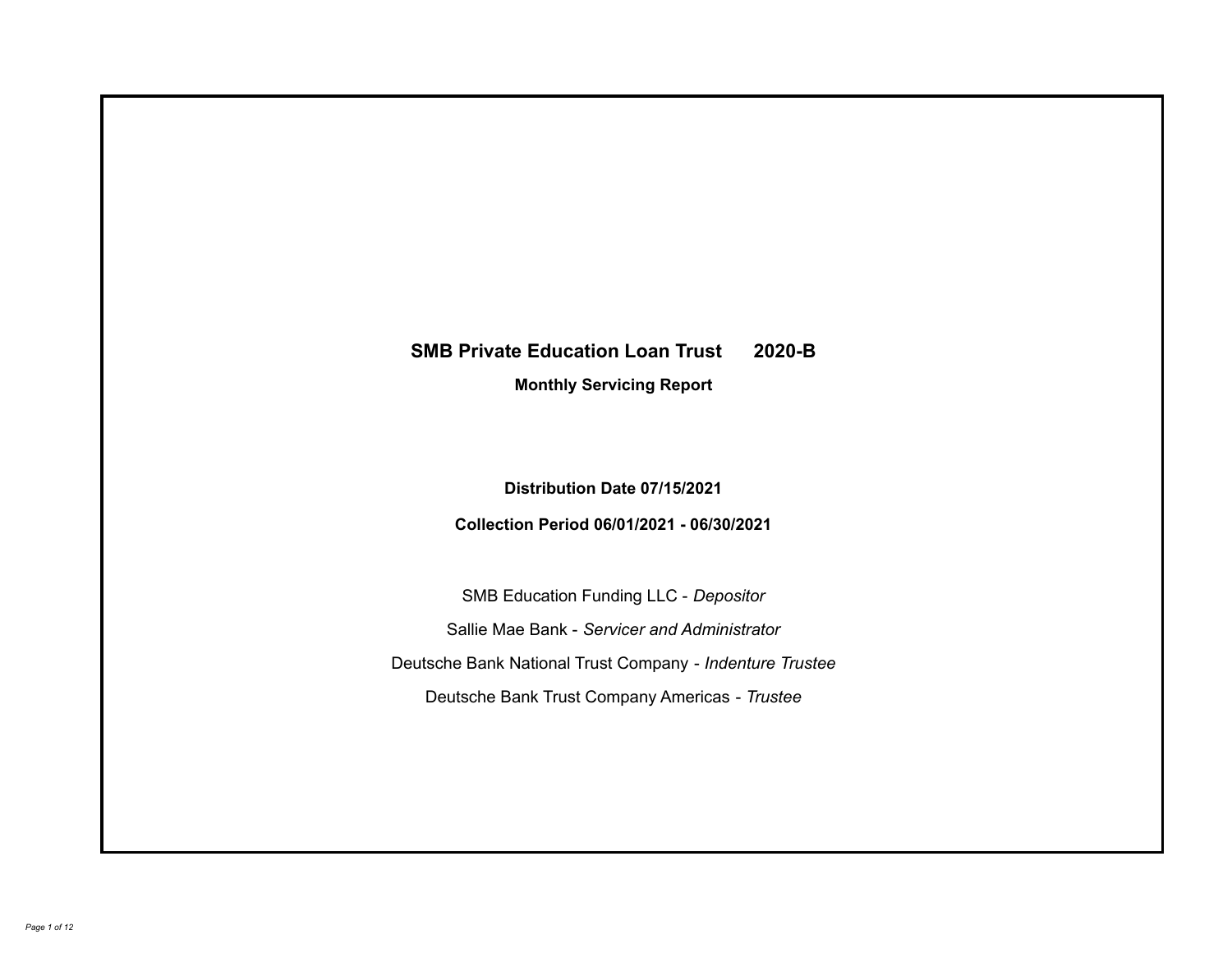# SMB Private Education Loan Trust 2020-B

## Monthly Servicing Report

**Distribution Date 07/15/2021**

**Collection Period 06/01/2021 - 06/30/2021**

SMB Education Funding LLC - *Depositor*

Sallie Mae Bank - *Servicer and Administrator*

Deutsche Bank National Trust Company - *Indenture Trustee*

Deutsche Bank Trust Company Americas - *Trustee*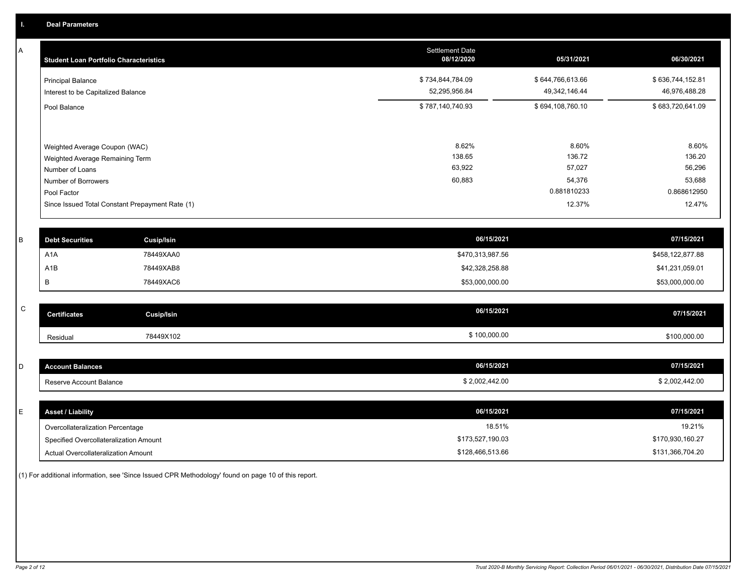## I. Deal Parameters

### A

| Student Loan Portfolio Characteristics | Settlement Date 08/12/2020 | 05/31/2021 | 06/30/2021 |
|---|---|---|---|
| Principal Balance | $ 734,844,784.09 | $ 644,766,613.66 | $ 636,744,152.81 |
| Interest to be Capitalized Balance | 52,295,956.84 | 49,342,146.44 | 46,976,488.28 |
| Pool Balance | $ 787,140,740.93 | $ 694,108,760.10 | $ 683,720,641.09 |
| Weighted Average Coupon (WAC) | 8.62% | 8.60% | 8.60% |
| Weighted Average Remaining Term | 138.65 | 136.72 | 136.20 |
| Number of Loans | 63,922 | 57,027 | 56,296 |
| Number of Borrowers | 60,883 | 54,376 | 53,688 |
| Pool Factor | | 0.881810233 | 0.868612950 |
| Since Issued Total Constant Prepayment Rate (1) | | 12.37% | 12.47% |

### B

| Debt Securities | Cusip/Isin | 06/15/2021 | 07/15/2021 |
|---|---|---|---|
| A1A | 78449XAA0 | $470,313,987.56 | $458,122,877.88 |
| A1B | 78449XAB8 | $42,328,258.88 | $41,231,059.01 |
| B | 78449XAC6 | $53,000,000.00 | $53,000,000.00 |

### C

| Certificates | Cusip/Isin | 06/15/2021 | 07/15/2021 |
|---|---|---|---|
| Residual | 78449X102 | $ 100,000.00 | $100,000.00 |

### D

| Account Balances | 06/15/2021 | 07/15/2021 |
|---|---|---|
| Reserve Account Balance | $ 2,002,442.00 | $ 2,002,442.00 |

### E

| Asset / Liability | 06/15/2021 | 07/15/2021 |
|---|---|---|
| Overcollateralization Percentage | 18.51% | 19.21% |
| Specified Overcollateralization Amount | $173,527,190.03 | $170,930,160.27 |
| Actual Overcollateralization Amount | $128,466,513.66 | $131,366,704.20 |

(1) For additional information, see 'Since Issued CPR Methodology' found on page 10 of this report.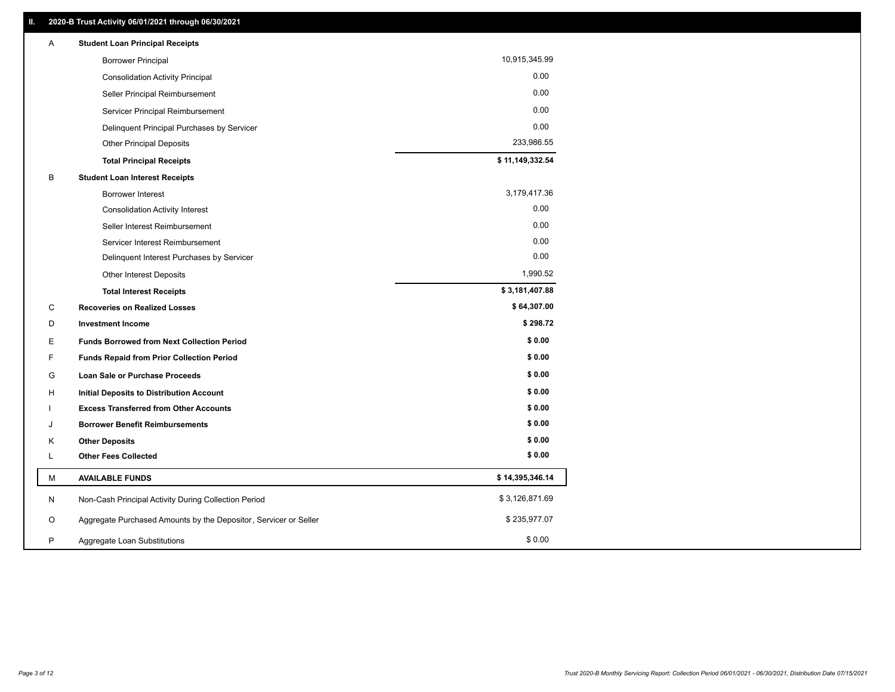## II. 2020-B Trust Activity 06/01/2021 through 06/30/2021

| | | |
|---|---|---|
| A | **Student Loan Principal Receipts** | |
| | Borrower Principal | 10,915,345.99 |
| | Consolidation Activity Principal | 0.00 |
| | Seller Principal Reimbursement | 0.00 |
| | Servicer Principal Reimbursement | 0.00 |
| | Delinquent Principal Purchases by Servicer | 0.00 |
| | Other Principal Deposits | 233,986.55 |
| | **Total Principal Receipts** | **$ 11,149,332.54** |
| B | **Student Loan Interest Receipts** | |
| | Borrower Interest | 3,179,417.36 |
| | Consolidation Activity Interest | 0.00 |
| | Seller Interest Reimbursement | 0.00 |
| | Servicer Interest Reimbursement | 0.00 |
| | Delinquent Interest Purchases by Servicer | 0.00 |
| | Other Interest Deposits | 1,990.52 |
| | **Total Interest Receipts** | **$ 3,181,407.88** |
| C | **Recoveries on Realized Losses** | **$ 64,307.00** |
| D | **Investment Income** | **$ 298.72** |
| E | **Funds Borrowed from Next Collection Period** | **$ 0.00** |
| F | **Funds Repaid from Prior Collection Period** | **$ 0.00** |
| G | **Loan Sale or Purchase Proceeds** | **$ 0.00** |
| H | **Initial Deposits to Distribution Account** | **$ 0.00** |
| I | **Excess Transferred from Other Accounts** | **$ 0.00** |
| J | **Borrower Benefit Reimbursements** | **$ 0.00** |
| K | **Other Deposits** | **$ 0.00** |
| L | **Other Fees Collected** | **$ 0.00** |
| M | **AVAILABLE FUNDS** | **$ 14,395,346.14** |
| N | Non-Cash Principal Activity During Collection Period | $ 3,126,871.69 |
| O | Aggregate Purchased Amounts by the Depositor, Servicer or Seller | $ 235,977.07 |
| P | Aggregate Loan Substitutions | $ 0.00 |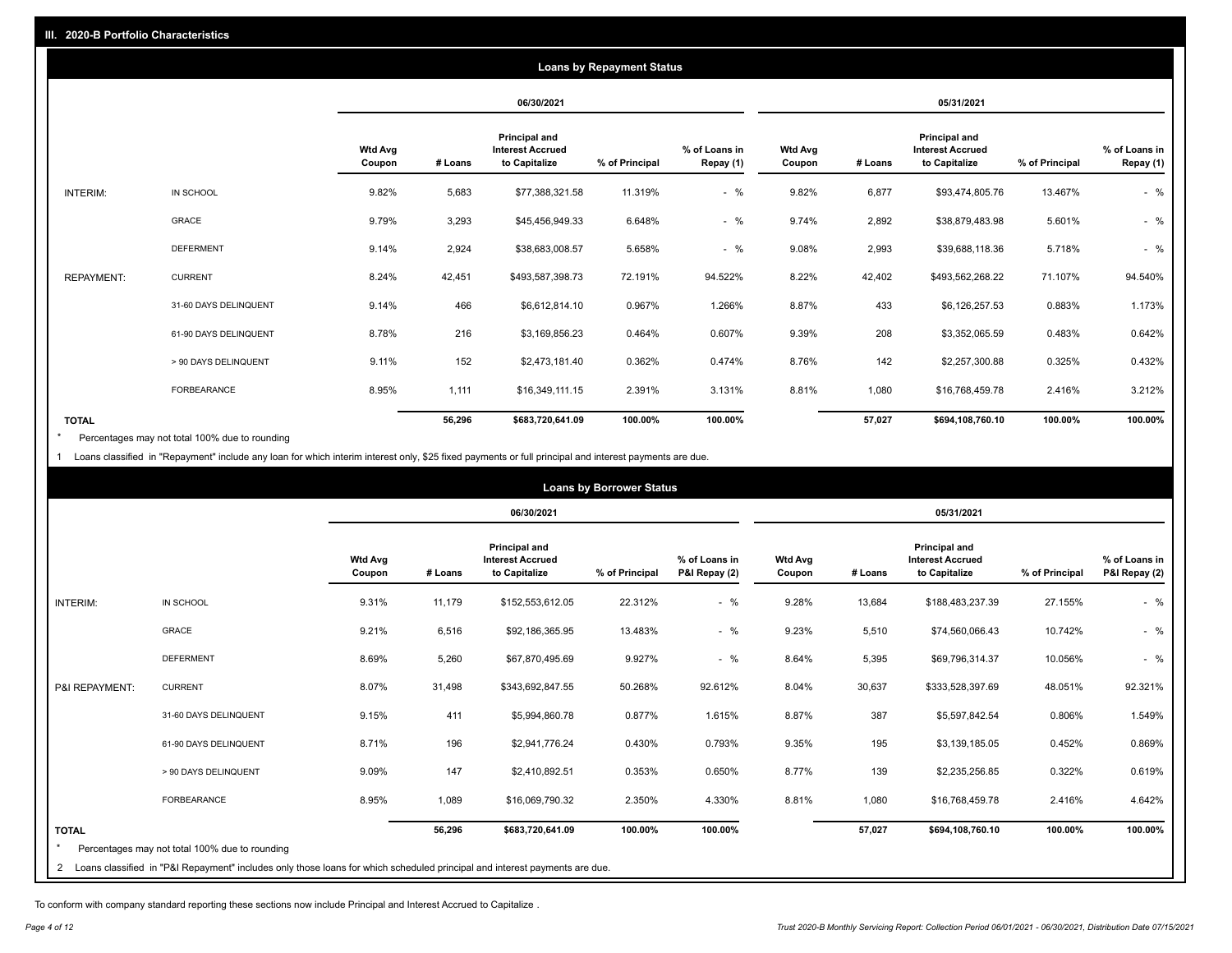## III. 2020-B Portfolio Characteristics

### Loans by Repayment Status

| | | 06/30/2021 | | | | | 05/31/2021 | | | | |
|---|---|---|---|---|---|---|---|---|---|---|---|
| | | Wtd Avg Coupon | # Loans | Principal and Interest Accrued to Capitalize | % of Principal | % of Loans in Repay (1) | Wtd Avg Coupon | # Loans | Principal and Interest Accrued to Capitalize | % of Principal | % of Loans in Repay (1) |
| INTERIM: | IN SCHOOL | 9.82% | 5,683 | $77,388,321.58 | 11.319% | - % | 9.82% | 6,877 | $93,474,805.76 | 13.467% | - % |
| | GRACE | 9.79% | 3,293 | $45,456,949.33 | 6.648% | - % | 9.74% | 2,892 | $38,879,483.98 | 5.601% | - % |
| | DEFERMENT | 9.14% | 2,924 | $38,683,008.57 | 5.658% | - % | 9.08% | 2,993 | $39,688,118.36 | 5.718% | - % |
| REPAYMENT: | CURRENT | 8.24% | 42,451 | $493,587,398.73 | 72.191% | 94.522% | 8.22% | 42,402 | $493,562,268.22 | 71.107% | 94.540% |
| | 31-60 DAYS DELINQUENT | 9.14% | 466 | $6,612,814.10 | 0.967% | 1.266% | 8.87% | 433 | $6,126,257.53 | 0.883% | 1.173% |
| | 61-90 DAYS DELINQUENT | 8.78% | 216 | $3,169,856.23 | 0.464% | 0.607% | 9.39% | 208 | $3,352,065.59 | 0.483% | 0.642% |
| | > 90 DAYS DELINQUENT | 9.11% | 152 | $2,473,181.40 | 0.362% | 0.474% | 8.76% | 142 | $2,257,300.88 | 0.325% | 0.432% |
| | FORBEARANCE | 8.95% | 1,111 | $16,349,111.15 | 2.391% | 3.131% | 8.81% | 1,080 | $16,768,459.78 | 2.416% | 3.212% |
| TOTAL | | | 56,296 | $683,720,641.09 | 100.00% | 100.00% | | 57,027 | $694,108,760.10 | 100.00% | 100.00% |

* Percentages may not total 100% due to rounding

1 Loans classified in "Repayment" include any loan for which interim interest only, $25 fixed payments or full principal and interest payments are due.

### Loans by Borrower Status

| | | 06/30/2021 | | | | | 05/31/2021 | | | | |
|---|---|---|---|---|---|---|---|---|---|---|---|
| | | Wtd Avg Coupon | # Loans | Principal and Interest Accrued to Capitalize | % of Principal | % of Loans in P&I Repay (2) | Wtd Avg Coupon | # Loans | Principal and Interest Accrued to Capitalize | % of Principal | % of Loans in P&I Repay (2) |
| INTERIM: | IN SCHOOL | 9.31% | 11,179 | $152,553,612.05 | 22.312% | - % | 9.28% | 13,684 | $188,483,237.39 | 27.155% | - % |
| | GRACE | 9.21% | 6,516 | $92,186,365.95 | 13.483% | - % | 9.23% | 5,510 | $74,560,066.43 | 10.742% | - % |
| | DEFERMENT | 8.69% | 5,260 | $67,870,495.69 | 9.927% | - % | 8.64% | 5,395 | $69,796,314.37 | 10.056% | - % |
| P&I REPAYMENT: | CURRENT | 8.07% | 31,498 | $343,692,847.55 | 50.268% | 92.612% | 8.04% | 30,637 | $333,528,397.69 | 48.051% | 92.321% |
| | 31-60 DAYS DELINQUENT | 9.15% | 411 | $5,994,860.78 | 0.877% | 1.615% | 8.87% | 387 | $5,597,842.54 | 0.806% | 1.549% |
| | 61-90 DAYS DELINQUENT | 8.71% | 196 | $2,941,776.24 | 0.430% | 0.793% | 9.35% | 195 | $3,139,185.05 | 0.452% | 0.869% |
| | > 90 DAYS DELINQUENT | 9.09% | 147 | $2,410,892.51 | 0.353% | 0.650% | 8.77% | 139 | $2,235,256.85 | 0.322% | 0.619% |
| | FORBEARANCE | 8.95% | 1,089 | $16,069,790.32 | 2.350% | 4.330% | 8.81% | 1,080 | $16,768,459.78 | 2.416% | 4.642% |
| TOTAL | | | 56,296 | $683,720,641.09 | 100.00% | 100.00% | | 57,027 | $694,108,760.10 | 100.00% | 100.00% |

* Percentages may not total 100% due to rounding

2 Loans classified in "P&I Repayment" includes only those loans for which scheduled principal and interest payments are due.

To conform with company standard reporting these sections now include Principal and Interest Accrued to Capitalize .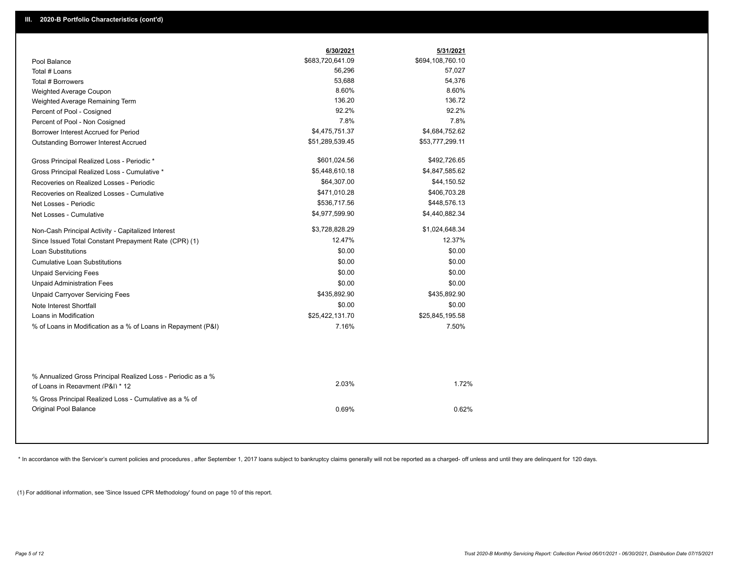## III. 2020-B Portfolio Characteristics (cont'd)

| | 6/30/2021 | 5/31/2021 |
|---|---|---|
| Pool Balance | $683,720,641.09 | $694,108,760.10 |
| Total # Loans | 56,296 | 57,027 |
| Total # Borrowers | 53,688 | 54,376 |
| Weighted Average Coupon | 8.60% | 8.60% |
| Weighted Average Remaining Term | 136.20 | 136.72 |
| Percent of Pool - Cosigned | 92.2% | 92.2% |
| Percent of Pool - Non Cosigned | 7.8% | 7.8% |
| Borrower Interest Accrued for Period | $4,475,751.37 | $4,684,752.62 |
| Outstanding Borrower Interest Accrued | $51,289,539.45 | $53,777,299.11 |
| Gross Principal Realized Loss - Periodic * | $601,024.56 | $492,726.65 |
| Gross Principal Realized Loss - Cumulative * | $5,448,610.18 | $4,847,585.62 |
| Recoveries on Realized Losses - Periodic | $64,307.00 | $44,150.52 |
| Recoveries on Realized Losses - Cumulative | $471,010.28 | $406,703.28 |
| Net Losses - Periodic | $536,717.56 | $448,576.13 |
| Net Losses - Cumulative | $4,977,599.90 | $4,440,882.34 |
| Non-Cash Principal Activity - Capitalized Interest | $3,728,828.29 | $1,024,648.34 |
| Since Issued Total Constant Prepayment Rate (CPR) (1) | 12.47% | 12.37% |
| Loan Substitutions | $0.00 | $0.00 |
| Cumulative Loan Substitutions | $0.00 | $0.00 |
| Unpaid Servicing Fees | $0.00 | $0.00 |
| Unpaid Administration Fees | $0.00 | $0.00 |
| Unpaid Carryover Servicing Fees | $435,892.90 | $435,892.90 |
| Note Interest Shortfall | $0.00 | $0.00 |
| Loans in Modification | $25,422,131.70 | $25,845,195.58 |
| % of Loans in Modification as a % of Loans in Repayment (P&I) | 7.16% | 7.50% |
| % Annualized Gross Principal Realized Loss - Periodic as a % of Loans in Repayment (P&I) * 12 | 2.03% | 1.72% |
| % Gross Principal Realized Loss - Cumulative as a % of Original Pool Balance | 0.69% | 0.62% |

* In accordance with the Servicer's current policies and procedures , after September 1, 2017 loans subject to bankruptcy claims generally will not be reported as a charged- off unless and until they are delinquent for 120 days.

(1) For additional information, see 'Since Issued CPR Methodology' found on page 10 of this report.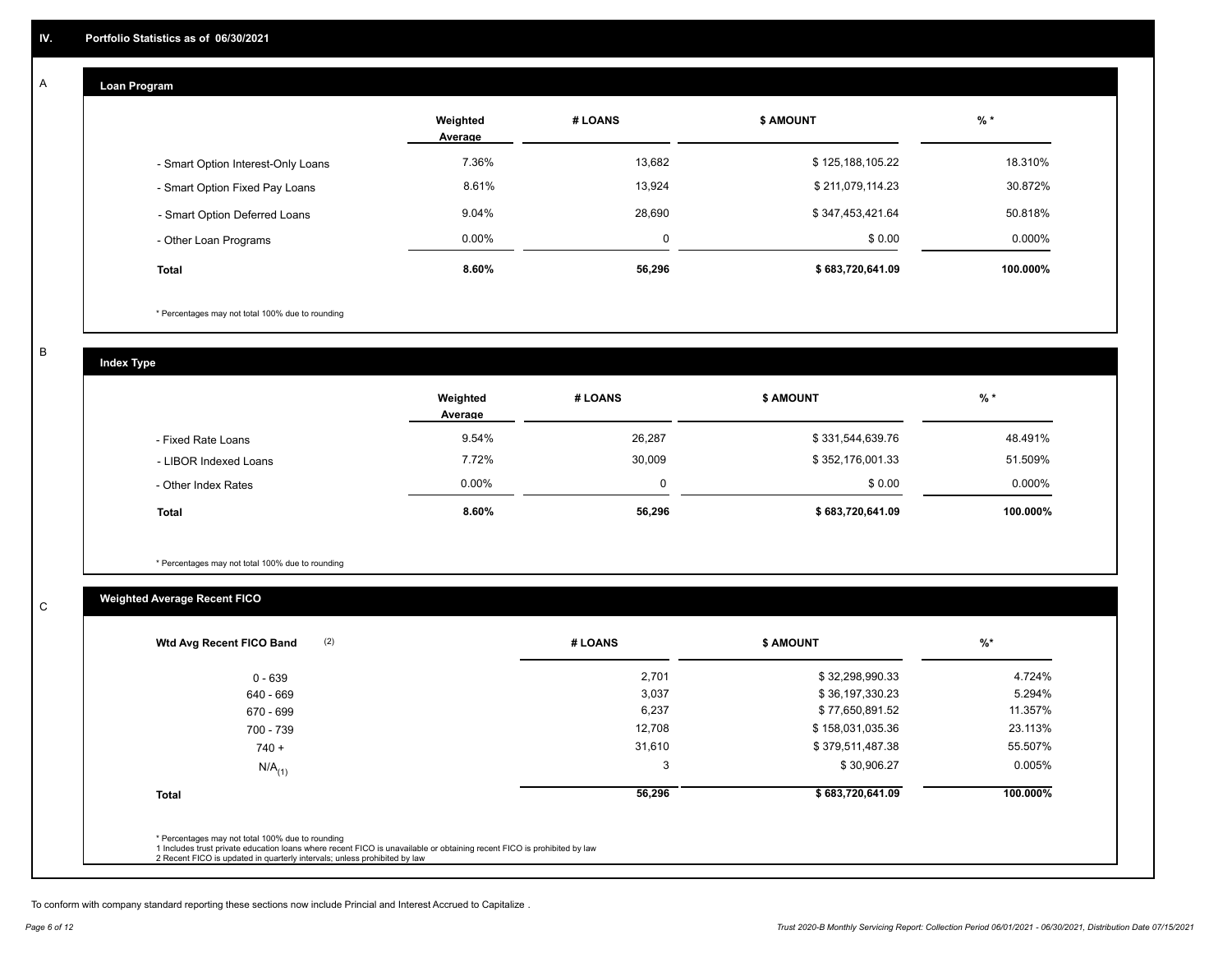# IV. Portfolio Statistics as of 06/30/2021

## A Loan Program

| | Weighted Average | # LOANS | $ AMOUNT | % * |
|---|---|---|---|---|
| - Smart Option Interest-Only Loans | 7.36% | 13,682 | $ 125,188,105.22 | 18.310% |
| - Smart Option Fixed Pay Loans | 8.61% | 13,924 | $ 211,079,114.23 | 30.872% |
| - Smart Option Deferred Loans | 9.04% | 28,690 | $ 347,453,421.64 | 50.818% |
| - Other Loan Programs | 0.00% | 0 | $ 0.00 | 0.000% |
| **Total** | **8.60%** | **56,296** | **$ 683,720,641.09** | **100.000%** |

\* Percentages may not total 100% due to rounding

## B Index Type

| | Weighted Average | # LOANS | $ AMOUNT | % * |
|---|---|---|---|---|
| - Fixed Rate Loans | 9.54% | 26,287 | $ 331,544,639.76 | 48.491% |
| - LIBOR Indexed Loans | 7.72% | 30,009 | $ 352,176,001.33 | 51.509% |
| - Other Index Rates | 0.00% | 0 | $ 0.00 | 0.000% |
| **Total** | **8.60%** | **56,296** | **$ 683,720,641.09** | **100.000%** |

\* Percentages may not total 100% due to rounding

## C Weighted Average Recent FICO

| Wtd Avg Recent FICO Band (2) | # LOANS | $ AMOUNT | %* |
|---|---|---|---|
| 0 - 639 | 2,701 | $ 32,298,990.33 | 4.724% |
| 640 - 669 | 3,037 | $ 36,197,330.23 | 5.294% |
| 670 - 699 | 6,237 | $ 77,650,891.52 | 11.357% |
| 700 - 739 | 12,708 | $ 158,031,035.36 | 23.113% |
| 740 + | 31,610 | $ 379,511,487.38 | 55.507% |
| N/A(1) | 3 | $ 30,906.27 | 0.005% |
| **Total** | **56,296** | **$ 683,720,641.09** | **100.000%** |

\* Percentages may not total 100% due to rounding
1 Includes trust private education loans where recent FICO is unavailable or obtaining recent FICO is prohibited by law
2 Recent FICO is updated in quarterly intervals; unless prohibited by law

To conform with company standard reporting these sections now include Princial and Interest Accrued to Capitalize .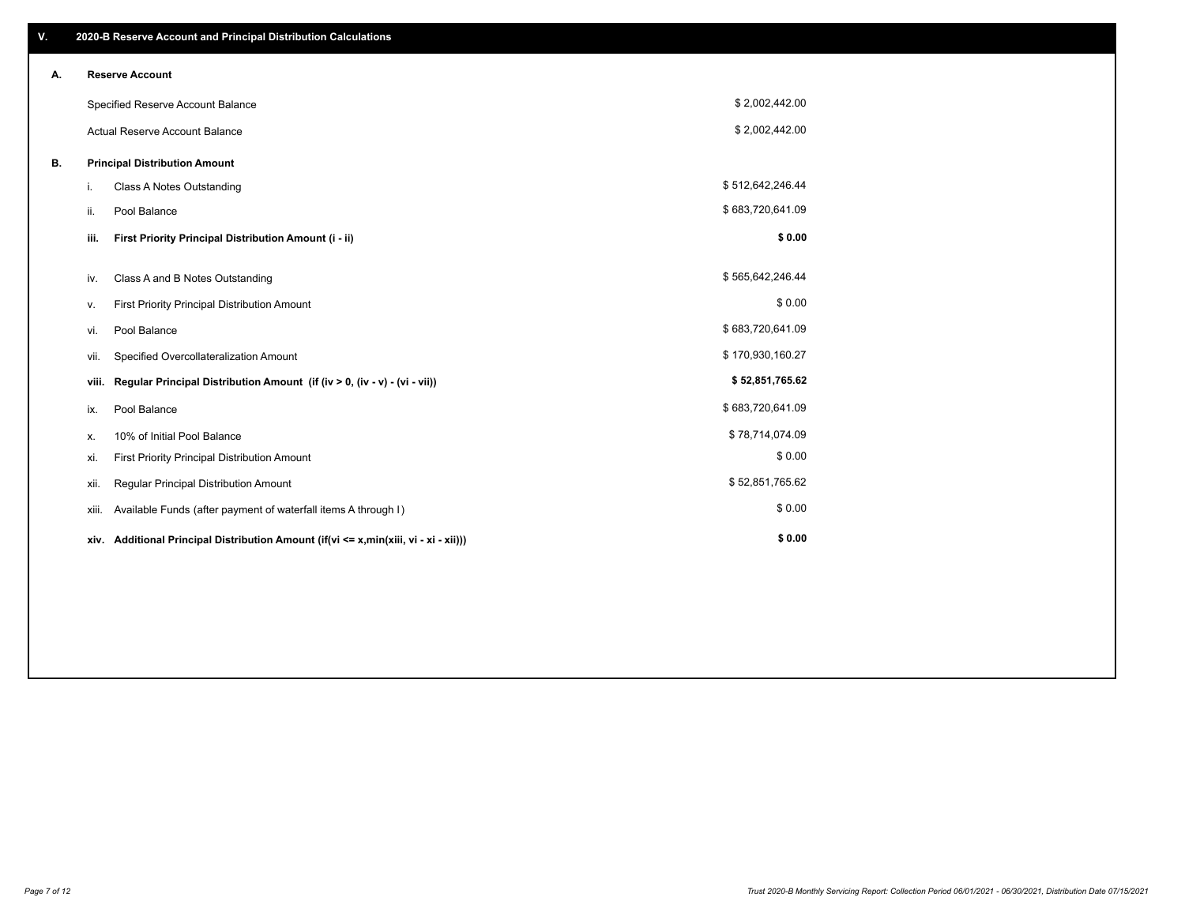## V. 2020-B Reserve Account and Principal Distribution Calculations

### A. Reserve Account

| | |
|---|---|
| Specified Reserve Account Balance | $ 2,002,442.00 |
| Actual Reserve Account Balance | $ 2,002,442.00 |

### B. Principal Distribution Amount

| | | |
|---|---|---|
| i. | Class A Notes Outstanding | $ 512,642,246.44 |
| ii. | Pool Balance | $ 683,720,641.09 |
| **iii.** | **First Priority Principal Distribution Amount (i - ii)** | **$ 0.00** |
| iv. | Class A and B Notes Outstanding | $ 565,642,246.44 |
| v. | First Priority Principal Distribution Amount | $ 0.00 |
| vi. | Pool Balance | $ 683,720,641.09 |
| vii. | Specified Overcollateralization Amount | $ 170,930,160.27 |
| **viii.** | **Regular Principal Distribution Amount (if (iv > 0, (iv - v) - (vi - vii))** | **$ 52,851,765.62** |
| ix. | Pool Balance | $ 683,720,641.09 |
| x. | 10% of Initial Pool Balance | $ 78,714,074.09 |
| xi. | First Priority Principal Distribution Amount | $ 0.00 |
| xii. | Regular Principal Distribution Amount | $ 52,851,765.62 |
| xiii. | Available Funds (after payment of waterfall items A through I) | $ 0.00 |
| **xiv.** | **Additional Principal Distribution Amount (if(vi <= x,min(xiii, vi - xi - xii)))** | **$ 0.00** |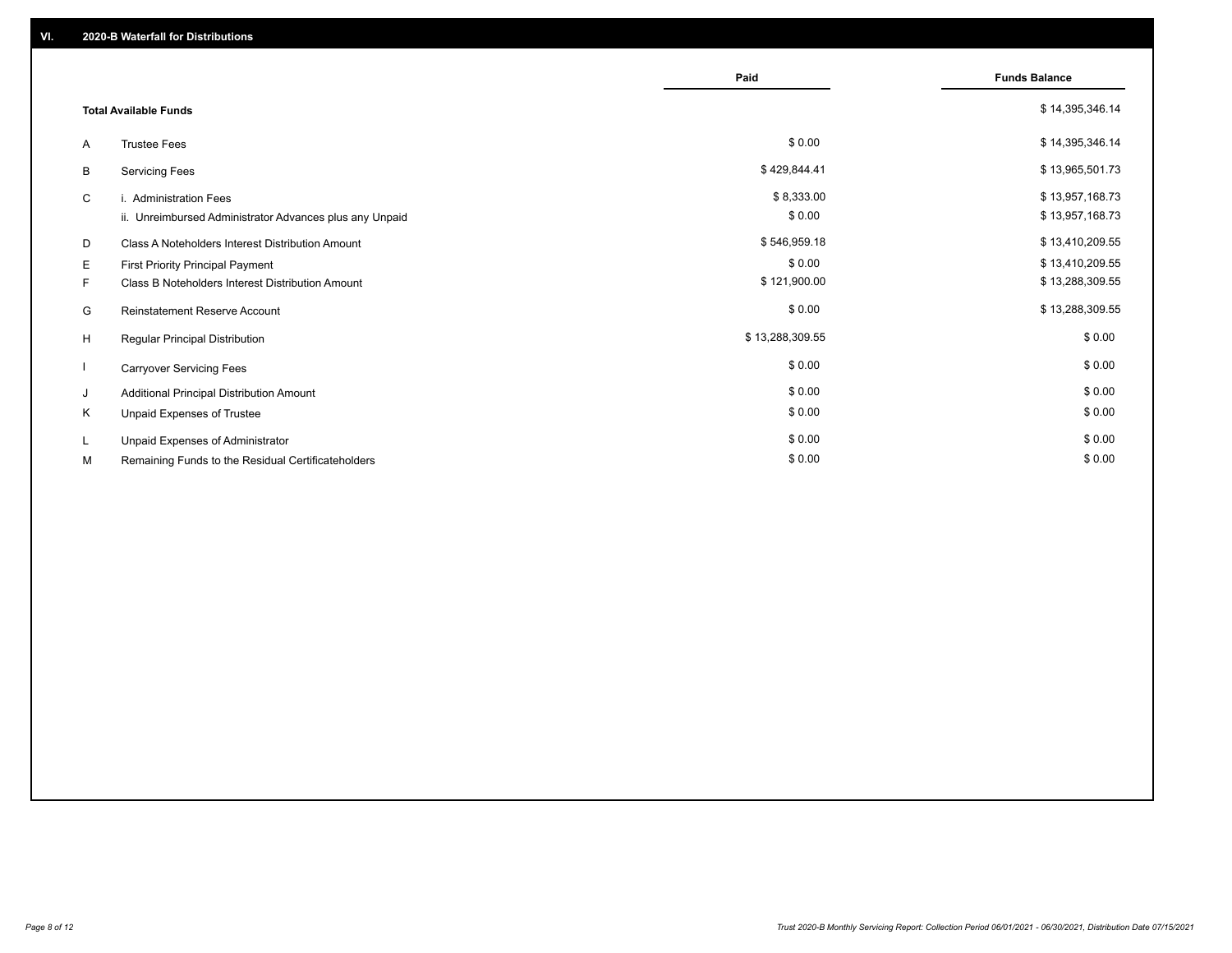## VI. 2020-B Waterfall for Distributions

| | | Paid | Funds Balance |
|---|---|---|---|
| | **Total Available Funds** | | $ 14,395,346.14 |
| A | Trustee Fees | $ 0.00 | $ 14,395,346.14 |
| B | Servicing Fees | $ 429,844.41 | $ 13,965,501.73 |
| C | i. Administration Fees | $ 8,333.00 | $ 13,957,168.73 |
| | ii. Unreimbursed Administrator Advances plus any Unpaid | $ 0.00 | $ 13,957,168.73 |
| D | Class A Noteholders Interest Distribution Amount | $ 546,959.18 | $ 13,410,209.55 |
| E | First Priority Principal Payment | $ 0.00 | $ 13,410,209.55 |
| F | Class B Noteholders Interest Distribution Amount | $ 121,900.00 | $ 13,288,309.55 |
| G | Reinstatement Reserve Account | $ 0.00 | $ 13,288,309.55 |
| H | Regular Principal Distribution | $ 13,288,309.55 | $ 0.00 |
| I | Carryover Servicing Fees | $ 0.00 | $ 0.00 |
| J | Additional Principal Distribution Amount | $ 0.00 | $ 0.00 |
| K | Unpaid Expenses of Trustee | $ 0.00 | $ 0.00 |
| L | Unpaid Expenses of Administrator | $ 0.00 | $ 0.00 |
| M | Remaining Funds to the Residual Certificateholders | $ 0.00 | $ 0.00 |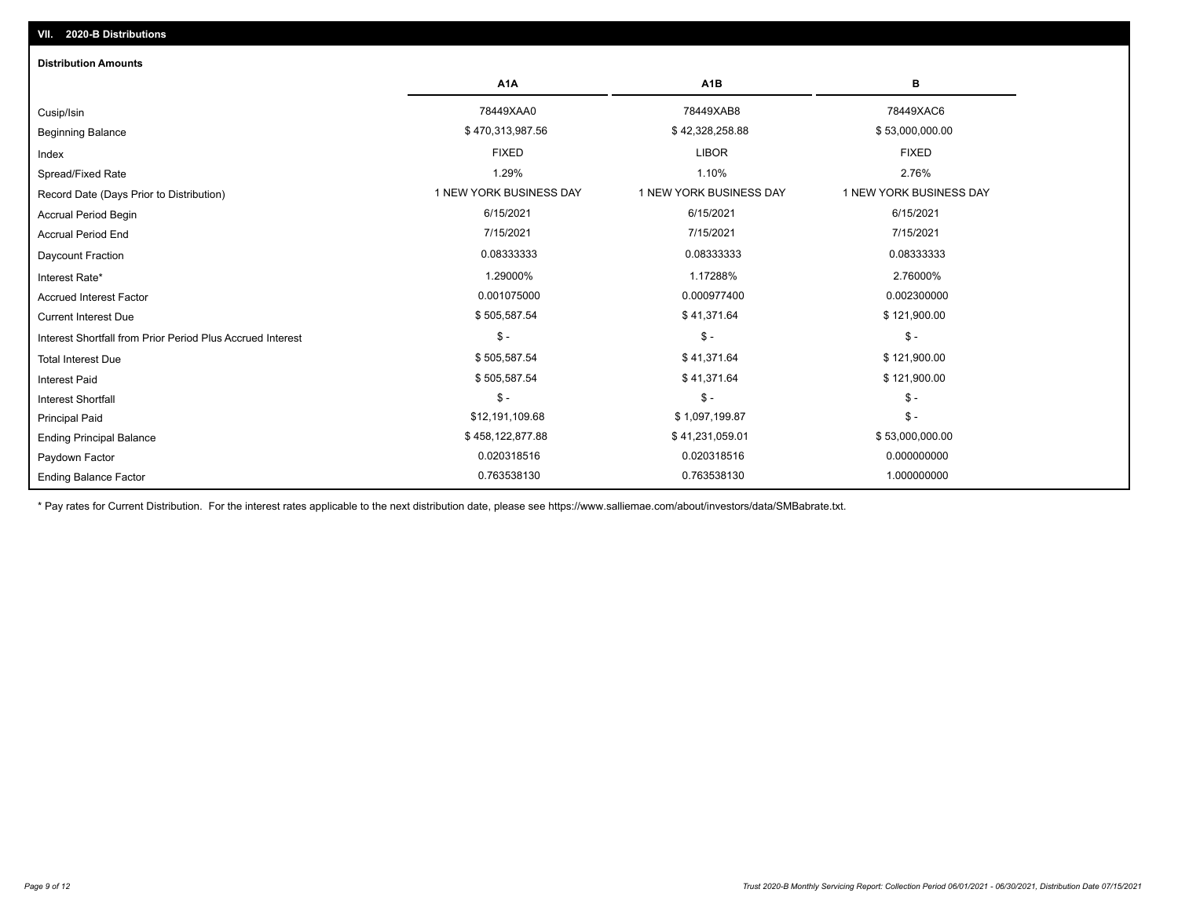## VII. 2020-B Distributions

### Distribution Amounts

| | A1A | A1B | B |
|---|---|---|---|
| Cusip/Isin | 78449XAA0 | 78449XAB8 | 78449XAC6 |
| Beginning Balance | $ 470,313,987.56 | $ 42,328,258.88 | $ 53,000,000.00 |
| Index | FIXED | LIBOR | FIXED |
| Spread/Fixed Rate | 1.29% | 1.10% | 2.76% |
| Record Date (Days Prior to Distribution) | 1 NEW YORK BUSINESS DAY | 1 NEW YORK BUSINESS DAY | 1 NEW YORK BUSINESS DAY |
| Accrual Period Begin | 6/15/2021 | 6/15/2021 | 6/15/2021 |
| Accrual Period End | 7/15/2021 | 7/15/2021 | 7/15/2021 |
| Daycount Fraction | 0.08333333 | 0.08333333 | 0.08333333 |
| Interest Rate* | 1.29000% | 1.17288% | 2.76000% |
| Accrued Interest Factor | 0.001075000 | 0.000977400 | 0.002300000 |
| Current Interest Due | $ 505,587.54 | $ 41,371.64 | $ 121,900.00 |
| Interest Shortfall from Prior Period Plus Accrued Interest | $ - | $ - | $ - |
| Total Interest Due | $ 505,587.54 | $ 41,371.64 | $ 121,900.00 |
| Interest Paid | $ 505,587.54 | $ 41,371.64 | $ 121,900.00 |
| Interest Shortfall | $ - | $ - | $ - |
| Principal Paid | $12,191,109.68 | $ 1,097,199.87 | $ - |
| Ending Principal Balance | $ 458,122,877.88 | $ 41,231,059.01 | $ 53,000,000.00 |
| Paydown Factor | 0.020318516 | 0.020318516 | 0.000000000 |
| Ending Balance Factor | 0.763538130 | 0.763538130 | 1.000000000 |

* Pay rates for Current Distribution. For the interest rates applicable to the next distribution date, please see https://www.salliemae.com/about/investors/data/SMBabrate.txt.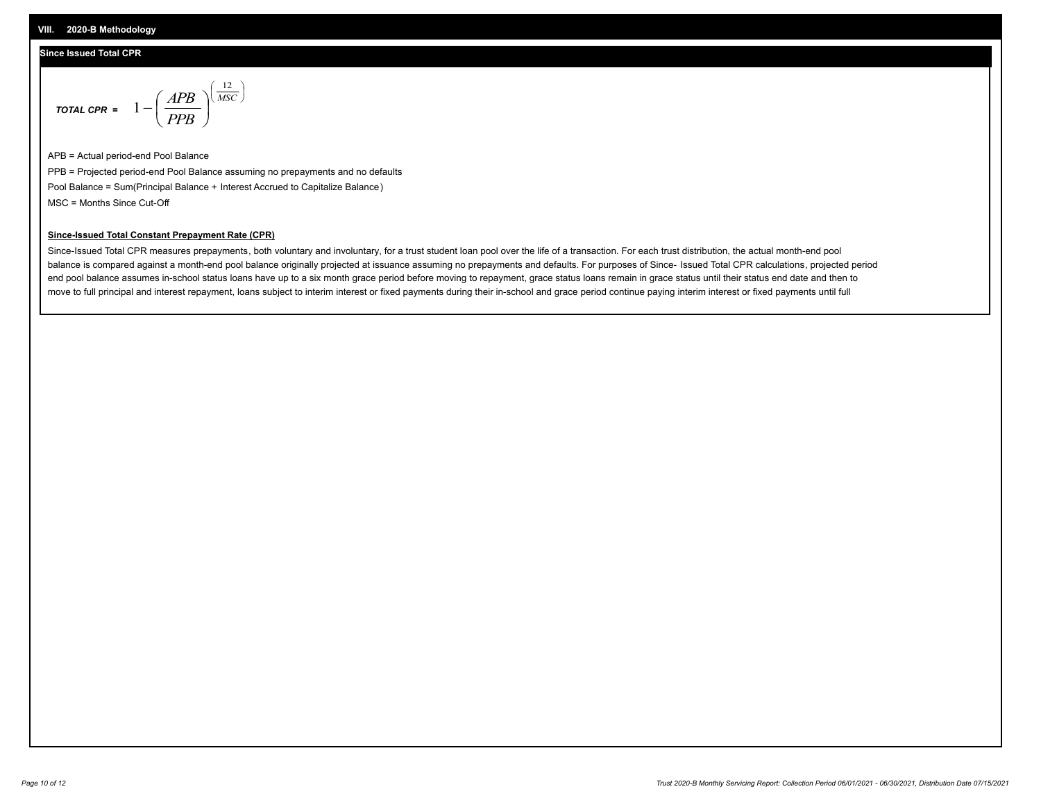## VIII. 2020-B Methodology

### Since Issued Total CPR

$$\textbf{\textit{TOTAL CPR}} = 1 - \left(\frac{APB}{PPB}\right)^{\left(\frac{12}{MSC}\right)}$$

APB = Actual period-end Pool Balance

PPB = Projected period-end Pool Balance assuming no prepayments and no defaults

Pool Balance = Sum(Principal Balance + Interest Accrued to Capitalize Balance)

MSC = Months Since Cut-Off

**Since-Issued Total Constant Prepayment Rate (CPR)**

Since-Issued Total CPR measures prepayments, both voluntary and involuntary, for a trust student loan pool over the life of a transaction. For each trust distribution, the actual month-end pool balance is compared against a month-end pool balance originally projected at issuance assuming no prepayments and defaults. For purposes of Since- Issued Total CPR calculations, projected period end pool balance assumes in-school status loans have up to a six month grace period before moving to repayment, grace status loans remain in grace status until their status end date and then to move to full principal and interest repayment, loans subject to interim interest or fixed payments during their in-school and grace period continue paying interim interest or fixed payments until full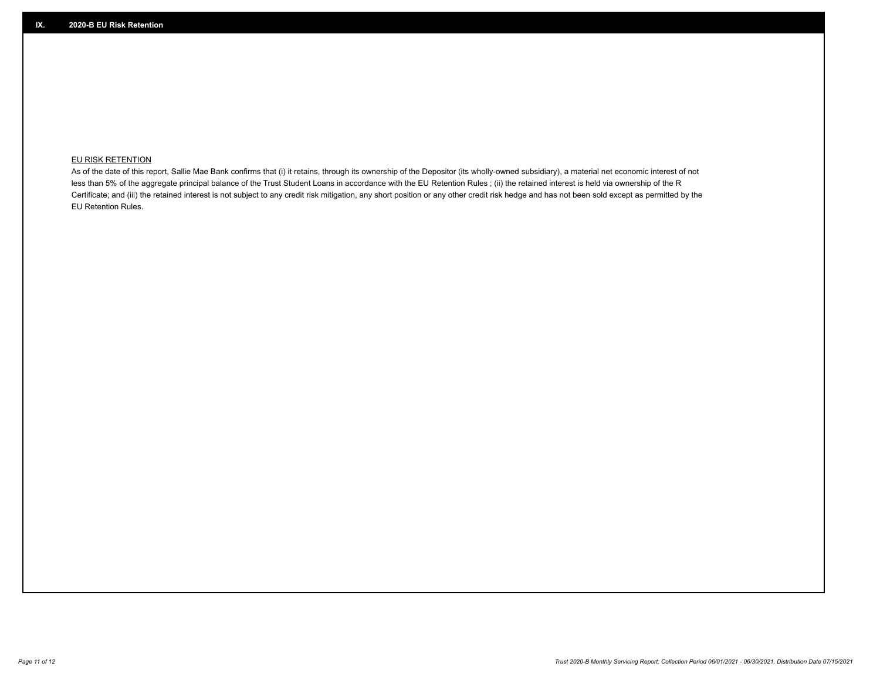## IX. 2020-B EU Risk Retention

EU RISK RETENTION

As of the date of this report, Sallie Mae Bank confirms that (i) it retains, through its ownership of the Depositor (its wholly-owned subsidiary), a material net economic interest of not less than 5% of the aggregate principal balance of the Trust Student Loans in accordance with the EU Retention Rules ; (ii) the retained interest is held via ownership of the R Certificate; and (iii) the retained interest is not subject to any credit risk mitigation, any short position or any other credit risk hedge and has not been sold except as permitted by the EU Retention Rules.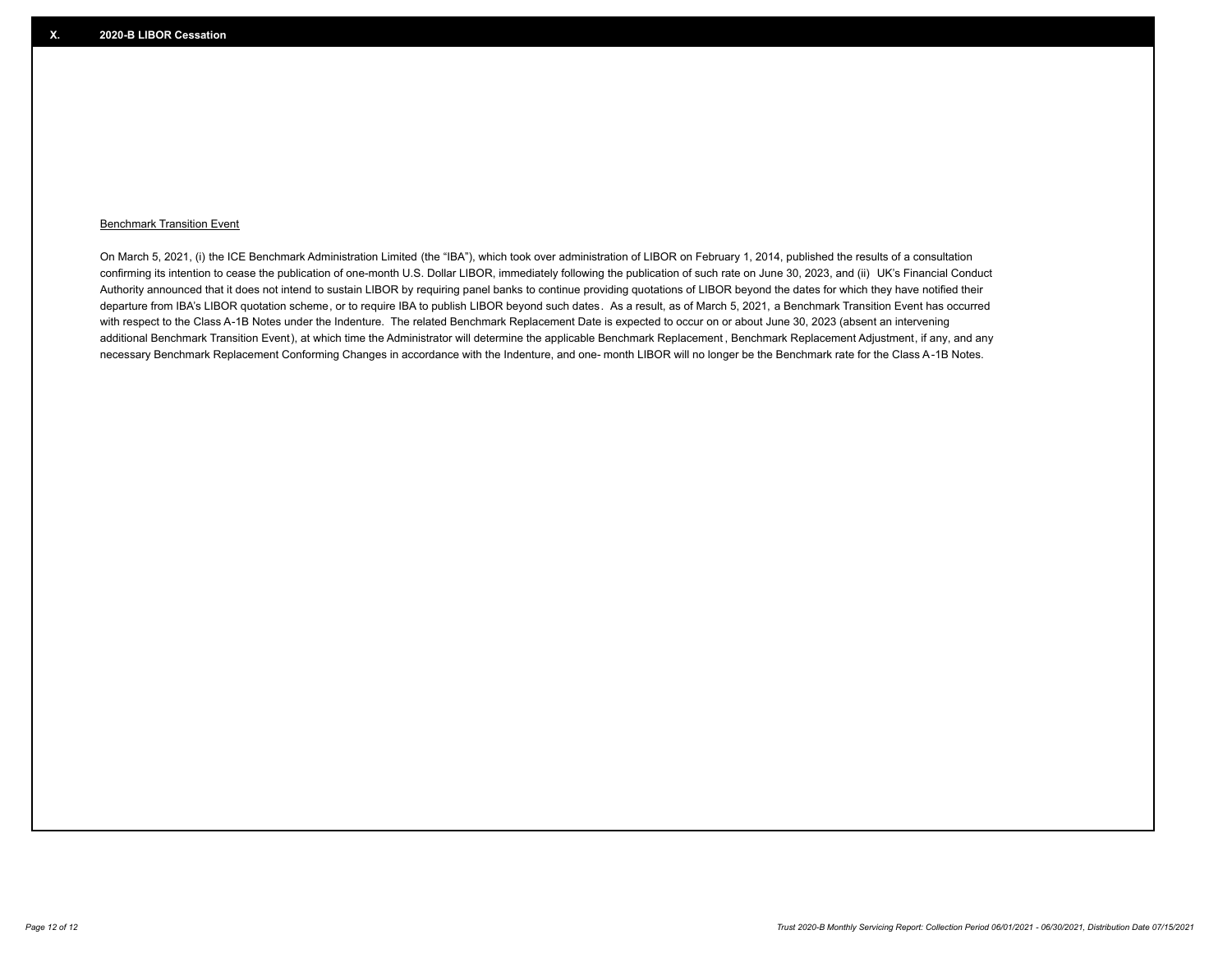## X. 2020-B LIBOR Cessation

Benchmark Transition Event

On March 5, 2021, (i) the ICE Benchmark Administration Limited (the "IBA"), which took over administration of LIBOR on February 1, 2014, published the results of a consultation confirming its intention to cease the publication of one-month U.S. Dollar LIBOR, immediately following the publication of such rate on June 30, 2023, and (ii) UK's Financial Conduct Authority announced that it does not intend to sustain LIBOR by requiring panel banks to continue providing quotations of LIBOR beyond the dates for which they have notified their departure from IBA's LIBOR quotation scheme, or to require IBA to publish LIBOR beyond such dates. As a result, as of March 5, 2021, a Benchmark Transition Event has occurred with respect to the Class A-1B Notes under the Indenture. The related Benchmark Replacement Date is expected to occur on or about June 30, 2023 (absent an intervening additional Benchmark Transition Event), at which time the Administrator will determine the applicable Benchmark Replacement, Benchmark Replacement Adjustment, if any, and any necessary Benchmark Replacement Conforming Changes in accordance with the Indenture, and one- month LIBOR will no longer be the Benchmark rate for the Class A-1B Notes.